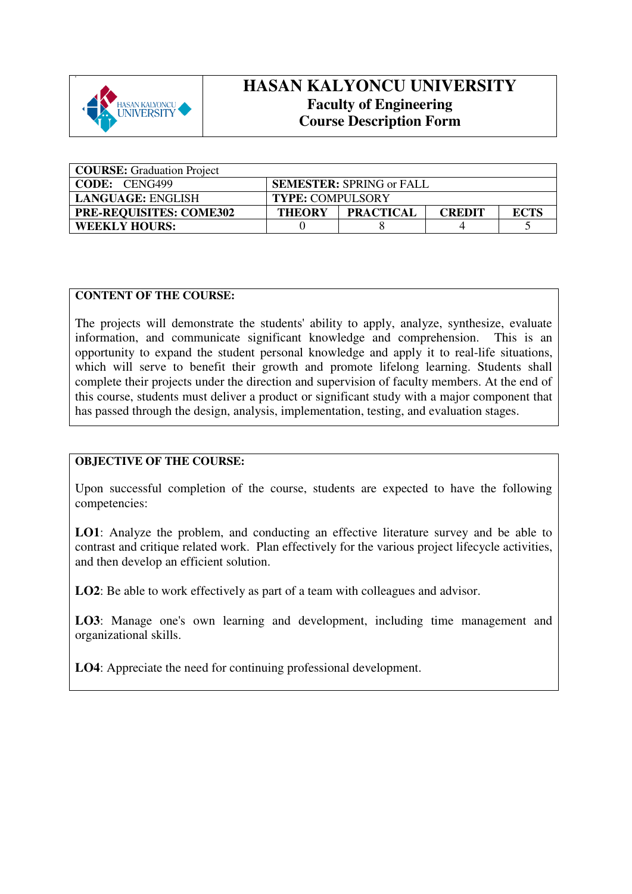# HASAN KALYONCU UNIVERSITY
## Faculty of Engineering
## Course Description Form

| **COURSE:** Graduation Project | | | | |
|---|---|---|---|---|
| **CODE:** CENG499 | **SEMESTER:** SPRING or FALL | | | |
| **LANGUAGE:** ENGLISH | **TYPE:** COMPULSORY | | | |
| **PRE-REQUISITES: COME302** | **THEORY** | **PRACTICAL** | **CREDIT** | **ECTS** |
| **WEEKLY HOURS:** | 0 | 8 | 4 | 5 |

**CONTENT OF THE COURSE:**

The projects will demonstrate the students' ability to apply, analyze, synthesize, evaluate information, and communicate significant knowledge and comprehension. This is an opportunity to expand the student personal knowledge and apply it to real-life situations, which will serve to benefit their growth and promote lifelong learning. Students shall complete their projects under the direction and supervision of faculty members. At the end of this course, students must deliver a product or significant study with a major component that has passed through the design, analysis, implementation, testing, and evaluation stages.

**OBJECTIVE OF THE COURSE:**

Upon successful completion of the course, students are expected to have the following competencies:

**LO1**: Analyze the problem, and conducting an effective literature survey and be able to contrast and critique related work. Plan effectively for the various project lifecycle activities, and then develop an efficient solution.

**LO2**: Be able to work effectively as part of a team with colleagues and advisor.

**LO3**: Manage one's own learning and development, including time management and organizational skills.

**LO4**: Appreciate the need for continuing professional development.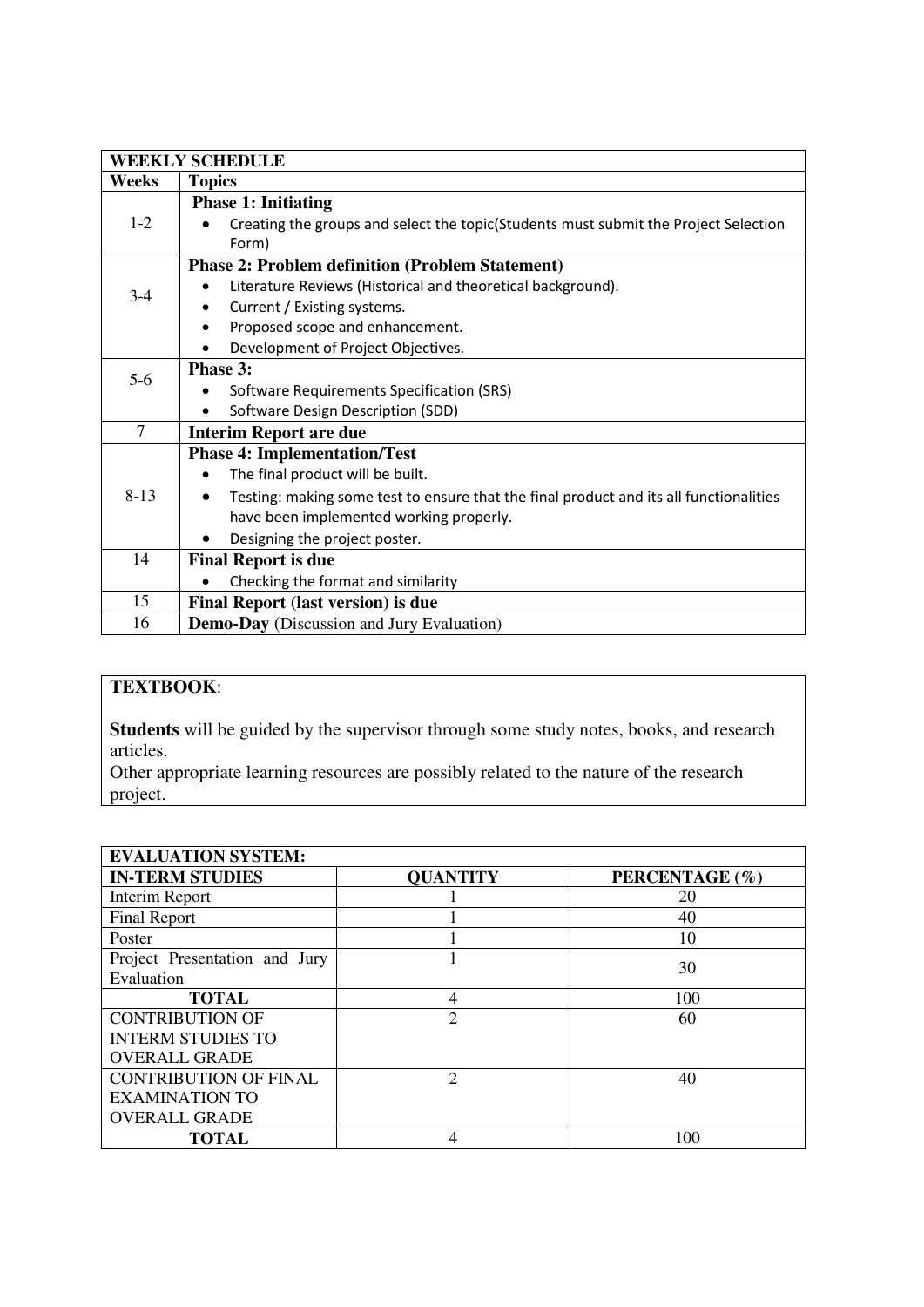| WEEKLY SCHEDULE | |
|---|---|
| **Weeks** | **Topics** |
| 1-2 | **Phase 1: Initiating**<br>• Creating the groups and select the topic(Students must submit the Project Selection Form) |
| 3-4 | **Phase 2: Problem definition (Problem Statement)**<br>• Literature Reviews (Historical and theoretical background).<br>• Current / Existing systems.<br>• Proposed scope and enhancement.<br>• Development of Project Objectives. |
| 5-6 | **Phase 3:**<br>• Software Requirements Specification (SRS)<br>• Software Design Description (SDD) |
| 7 | **Interim Report are due** |
| 8-13 | **Phase 4: Implementation/Test**<br>• The final product will be built.<br>• Testing: making some test to ensure that the final product and its all functionalities have been implemented working properly.<br>• Designing the project poster. |
| 14 | **Final Report is due**<br>• Checking the format and similarity |
| 15 | **Final Report (last version) is due** |
| 16 | **Demo-Day** (Discussion and Jury Evaluation) |

**TEXTBOOK**:

**Students** will be guided by the supervisor through some study notes, books, and research articles.
Other appropriate learning resources are possibly related to the nature of the research project.

| EVALUATION SYSTEM: | | |
|---|---|---|
| **IN-TERM STUDIES** | **QUANTITY** | **PERCENTAGE (%)** |
| Interim Report | 1 | 20 |
| Final Report | 1 | 40 |
| Poster | 1 | 10 |
| Project Presentation and Jury Evaluation | 1 | 30 |
| **TOTAL** | 4 | 100 |
| CONTRIBUTION OF INTERM STUDIES TO OVERALL GRADE | 2 | 60 |
| CONTRIBUTION OF FINAL EXAMINATION TO OVERALL GRADE | 2 | 40 |
| **TOTAL** | 4 | 100 |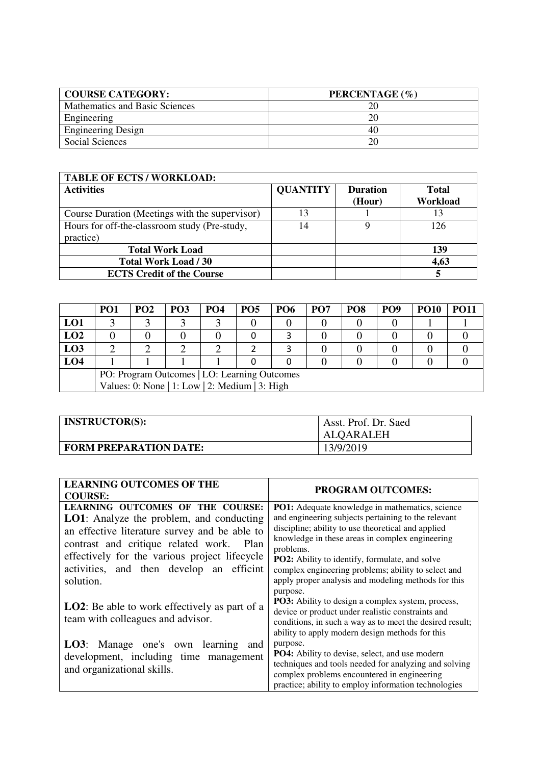| COURSE CATEGORY: | PERCENTAGE (%) |
|---|---|
| Mathematics and Basic Sciences | 20 |
| Engineering | 20 |
| Engineering Design | 40 |
| Social Sciences | 20 |

| TABLE OF ECTS / WORKLOAD: | | | |
|---|---|---|---|
| **Activities** | **QUANTITY** | **Duration (Hour)** | **Total Workload** |
| Course Duration (Meetings with the supervisor) | 13 | 1 | 13 |
| Hours for off-the-classroom study (Pre-study, practice) | 14 | 9 | 126 |
| **Total Work Load** | | | **139** |
| **Total Work Load / 30** | | | **4,63** |
| **ECTS Credit of the Course** | | | **5** |

| | PO1 | PO2 | PO3 | PO4 | PO5 | PO6 | PO7 | PO8 | PO9 | PO10 | PO11 |
|---|---|---|---|---|---|---|---|---|---|---|---|
| **LO1** | 3 | 3 | 3 | 3 | 0 | 0 | 0 | 0 | 0 | 1 | 1 |
| **LO2** | 0 | 0 | 0 | 0 | 0 | 3 | 0 | 0 | 0 | 0 | 0 |
| **LO3** | 2 | 2 | 2 | 2 | 2 | 3 | 0 | 0 | 0 | 0 | 0 |
| **LO4** | 1 | 1 | 1 | 1 | 0 | 0 | 0 | 0 | 0 | 0 | 0 |
| | PO: Program Outcomes \| LO: Learning Outcomes<br>Values: 0: None \| 1: Low \| 2: Medium \| 3: High | | | | | | | | | | |

| INSTRUCTOR(S): | Asst. Prof. Dr. Saed ALQARALEH |
|---|---|
| **FORM PREPARATION DATE:** | 13/9/2019 |

| LEARNING OUTCOMES OF THE COURSE: | PROGRAM OUTCOMES: |
|---|---|
| **LEARNING OUTCOMES OF THE COURSE:**<br>**LO1**: Analyze the problem, and conducting an effective literature survey and be able to contrast and critique related work. Plan effectively for the various project lifecycle activities, and then develop an efficint solution.<br><br>**LO2**: Be able to work effectively as part of a team with colleagues and advisor.<br><br>**LO3**: Manage one's own learning and development, including time management and organizational skills. | **PO1:** Adequate knowledge in mathematics, science and engineering subjects pertaining to the relevant discipline; ability to use theoretical and applied knowledge in these areas in complex engineering problems.<br>**PO2:** Ability to identify, formulate, and solve complex engineering problems; ability to select and apply proper analysis and modeling methods for this purpose.<br>**PO3:** Ability to design a complex system, process, device or product under realistic constraints and conditions, in such a way as to meet the desired result; ability to apply modern design methods for this purpose.<br>**PO4:** Ability to devise, select, and use modern techniques and tools needed for analyzing and solving complex problems encountered in engineering practice; ability to employ information technologies |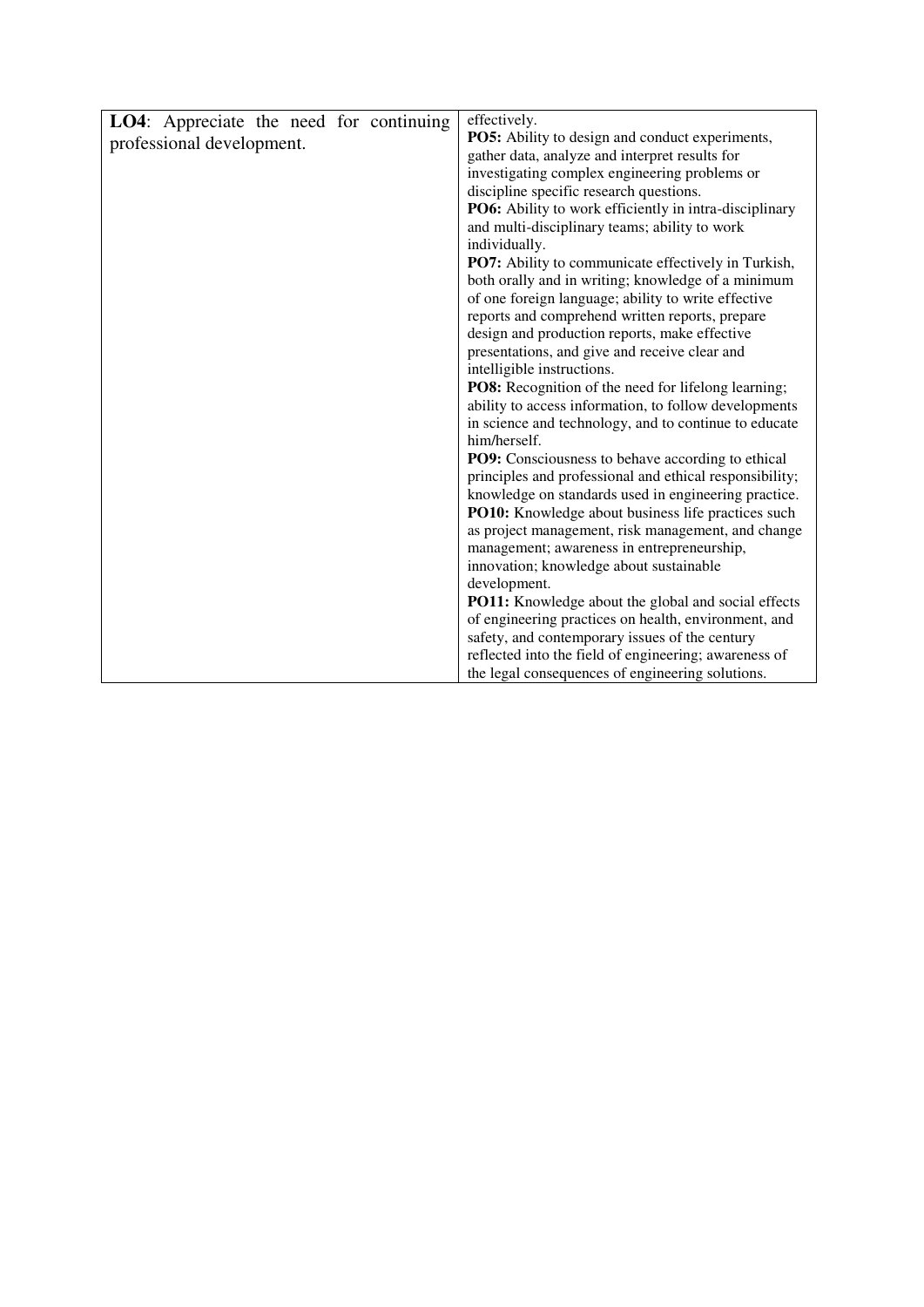| | |
|---|---|
| **LO4**: Appreciate the need for continuing professional development. | effectively.<br>**PO5:** Ability to design and conduct experiments, gather data, analyze and interpret results for investigating complex engineering problems or discipline specific research questions.<br>**PO6:** Ability to work efficiently in intra-disciplinary and multi-disciplinary teams; ability to work individually.<br>**PO7:** Ability to communicate effectively in Turkish, both orally and in writing; knowledge of a minimum of one foreign language; ability to write effective reports and comprehend written reports, prepare design and production reports, make effective presentations, and give and receive clear and intelligible instructions.<br>**PO8:** Recognition of the need for lifelong learning; ability to access information, to follow developments in science and technology, and to continue to educate him/herself.<br>**PO9:** Consciousness to behave according to ethical principles and professional and ethical responsibility; knowledge on standards used in engineering practice.<br>**PO10:** Knowledge about business life practices such as project management, risk management, and change management; awareness in entrepreneurship, innovation; knowledge about sustainable development.<br>**PO11:** Knowledge about the global and social effects of engineering practices on health, environment, and safety, and contemporary issues of the century reflected into the field of engineering; awareness of the legal consequences of engineering solutions. |